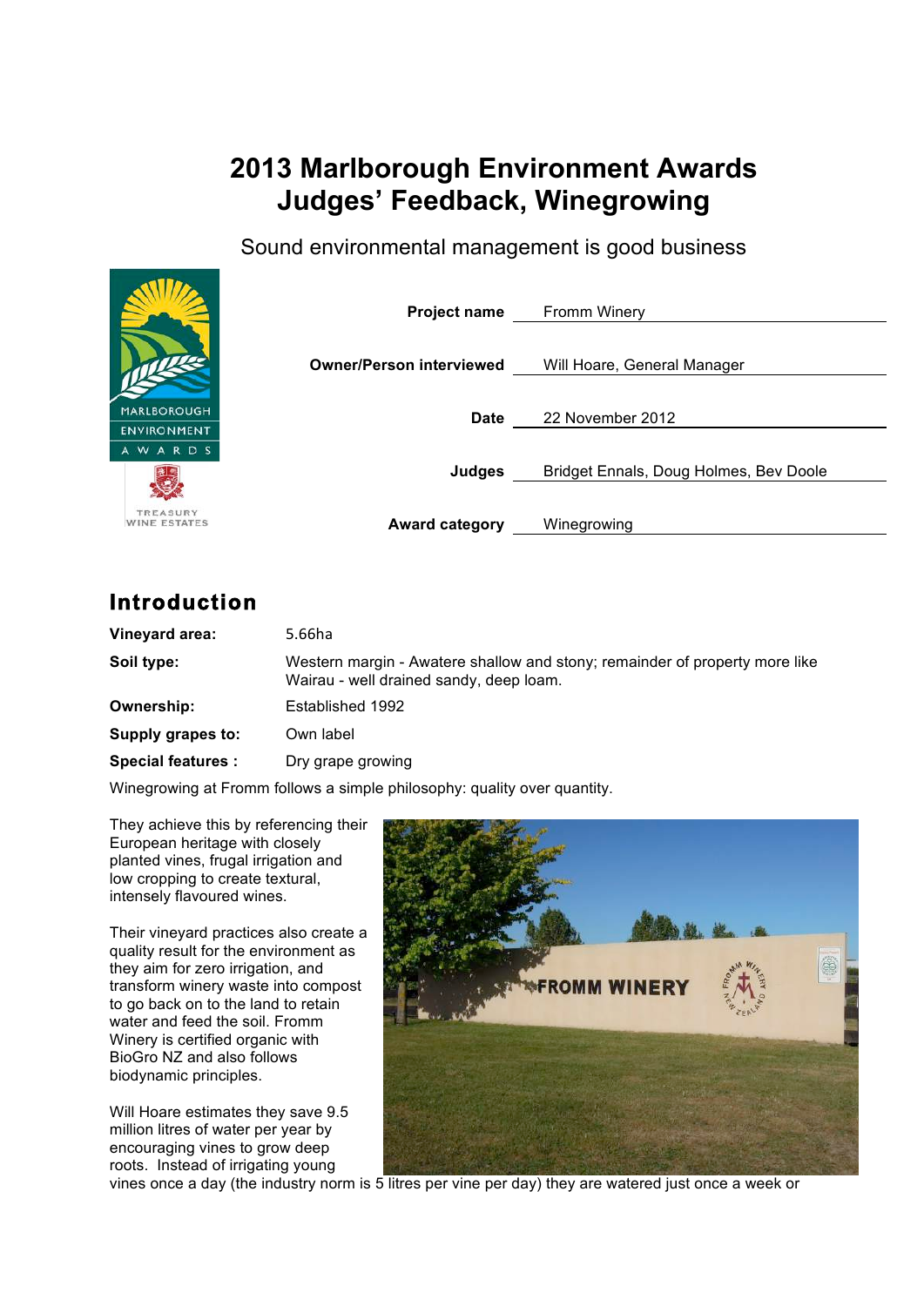# 2013 Marlborough Environment Awards
# Judges' Feedback, Winegrowing

Sound environmental management is good business

| | |
|---|---|
| **Project name** | Fromm Winery |
| **Owner/Person interviewed** | Will Hoare, General Manager |
| **Date** | 22 November 2012 |
| **Judges** | Bridget Ennals, Doug Holmes, Bev Doole |
| **Award category** | Winegrowing |

## Introduction

| | |
|---|---|
| **Vineyard area:** | 5.66ha |
| **Soil type:** | Western margin - Awatere shallow and stony; remainder of property more like Wairau - well drained sandy, deep loam. |
| **Ownership:** | Established 1992 |
| **Supply grapes to:** | Own label |
| **Special features :** | Dry grape growing |

Winegrowing at Fromm follows a simple philosophy: quality over quantity.

They achieve this by referencing their European heritage with closely planted vines, frugal irrigation and low cropping to create textural, intensely flavoured wines.

Their vineyard practices also create a quality result for the environment as they aim for zero irrigation, and transform winery waste into compost to go back on to the land to retain water and feed the soil. Fromm Winery is certified organic with BioGro NZ and also follows biodynamic principles.

Will Hoare estimates they save 9.5 million litres of water per year by encouraging vines to grow deep roots. Instead of irrigating young vines once a day (the industry norm is 5 litres per vine per day) they are watered just once a week or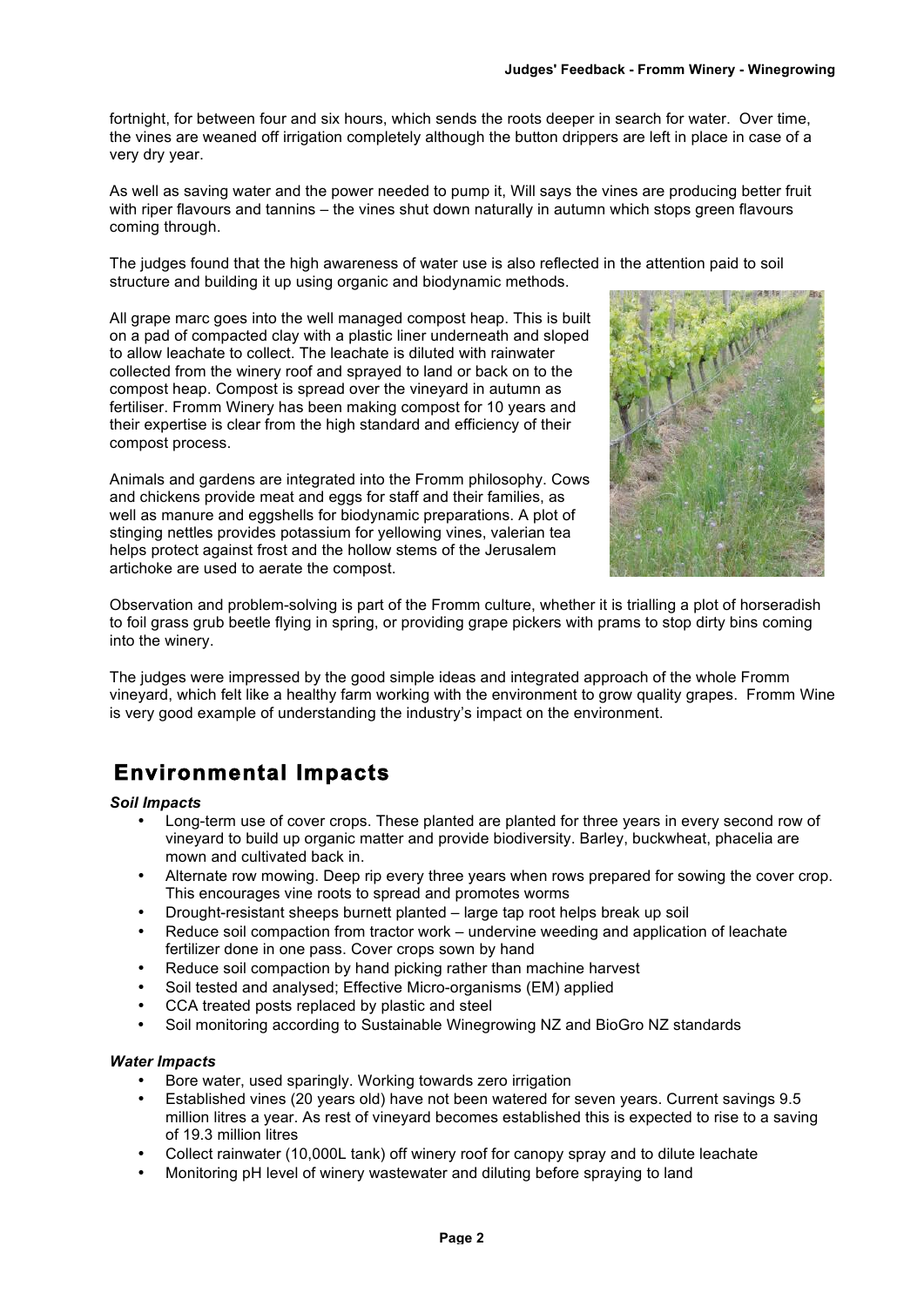fortnight, for between four and six hours, which sends the roots deeper in search for water. Over time, the vines are weaned off irrigation completely although the button drippers are left in place in case of a very dry year.

As well as saving water and the power needed to pump it, Will says the vines are producing better fruit with riper flavours and tannins – the vines shut down naturally in autumn which stops green flavours coming through.

The judges found that the high awareness of water use is also reflected in the attention paid to soil structure and building it up using organic and biodynamic methods.

All grape marc goes into the well managed compost heap. This is built on a pad of compacted clay with a plastic liner underneath and sloped to allow leachate to collect. The leachate is diluted with rainwater collected from the winery roof and sprayed to land or back on to the compost heap. Compost is spread over the vineyard in autumn as fertiliser. Fromm Winery has been making compost for 10 years and their expertise is clear from the high standard and efficiency of their compost process.

Animals and gardens are integrated into the Fromm philosophy. Cows and chickens provide meat and eggs for staff and their families, as well as manure and eggshells for biodynamic preparations. A plot of stinging nettles provides potassium for yellowing vines, valerian tea helps protect against frost and the hollow stems of the Jerusalem artichoke are used to aerate the compost.

Observation and problem-solving is part of the Fromm culture, whether it is trialling a plot of horseradish to foil grass grub beetle flying in spring, or providing grape pickers with prams to stop dirty bins coming into the winery.

The judges were impressed by the good simple ideas and integrated approach of the whole Fromm vineyard, which felt like a healthy farm working with the environment to grow quality grapes. Fromm Wine is very good example of understanding the industry's impact on the environment.

## Environmental Impacts

***Soil Impacts***

- Long-term use of cover crops. These planted are planted for three years in every second row of vineyard to build up organic matter and provide biodiversity. Barley, buckwheat, phacelia are mown and cultivated back in.
- Alternate row mowing. Deep rip every three years when rows prepared for sowing the cover crop. This encourages vine roots to spread and promotes worms
- Drought-resistant sheeps burnett planted – large tap root helps break up soil
- Reduce soil compaction from tractor work – undervine weeding and application of leachate fertilizer done in one pass. Cover crops sown by hand
- Reduce soil compaction by hand picking rather than machine harvest
- Soil tested and analysed; Effective Micro-organisms (EM) applied
- CCA treated posts replaced by plastic and steel
- Soil monitoring according to Sustainable Winegrowing NZ and BioGro NZ standards

***Water Impacts***

- Bore water, used sparingly. Working towards zero irrigation
- Established vines (20 years old) have not been watered for seven years. Current savings 9.5 million litres a year. As rest of vineyard becomes established this is expected to rise to a saving of 19.3 million litres
- Collect rainwater (10,000L tank) off winery roof for canopy spray and to dilute leachate
- Monitoring pH level of winery wastewater and diluting before spraying to land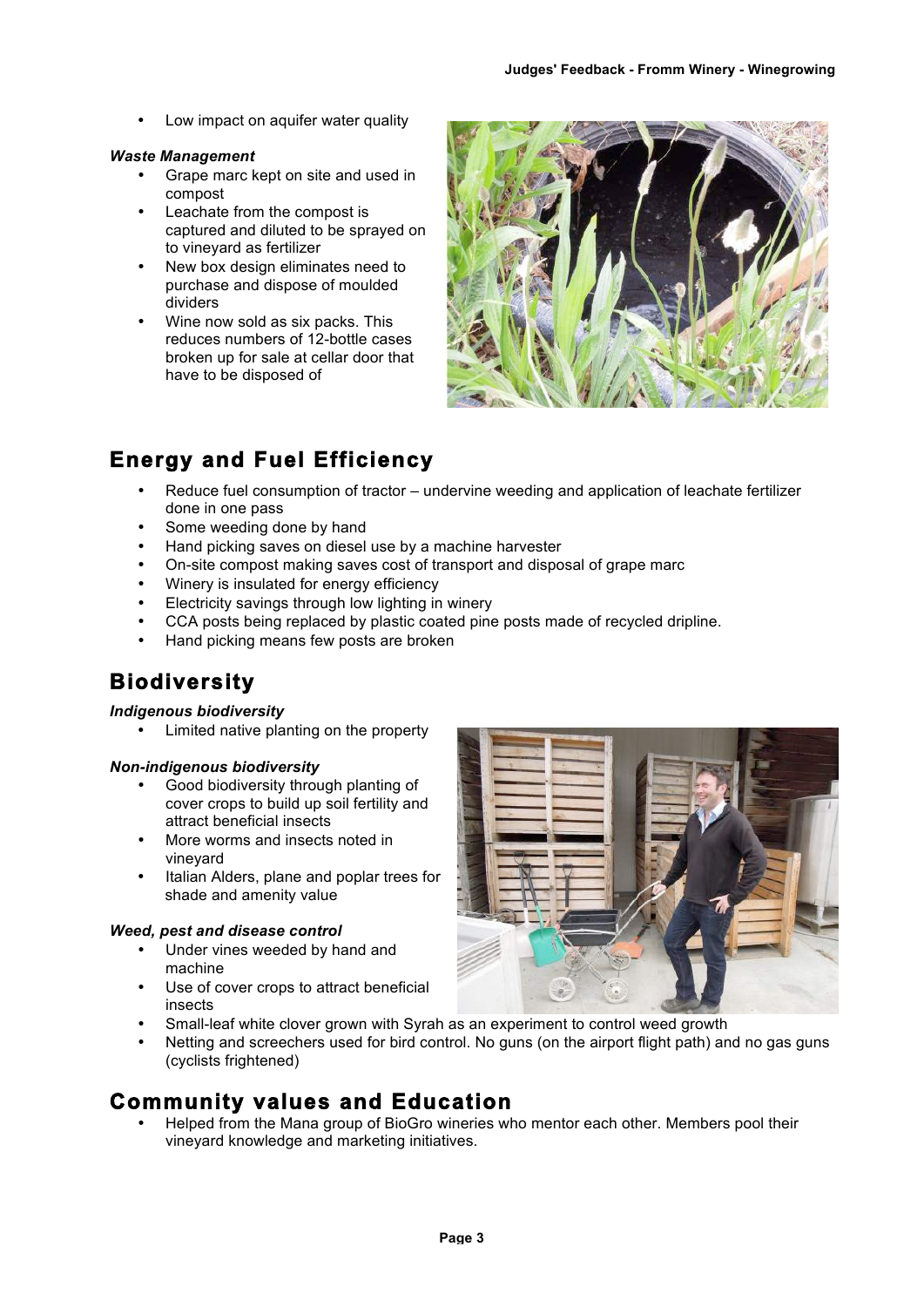- Low impact on aquifer water quality

***Waste Management***

- Grape marc kept on site and used in compost
- Leachate from the compost is captured and diluted to be sprayed on to vineyard as fertilizer
- New box design eliminates need to purchase and dispose of moulded dividers
- Wine now sold as six packs. This reduces numbers of 12-bottle cases broken up for sale at cellar door that have to be disposed of

## Energy and Fuel Efficiency

- Reduce fuel consumption of tractor – undervine weeding and application of leachate fertilizer done in one pass
- Some weeding done by hand
- Hand picking saves on diesel use by a machine harvester
- On-site compost making saves cost of transport and disposal of grape marc
- Winery is insulated for energy efficiency
- Electricity savings through low lighting in winery
- CCA posts being replaced by plastic coated pine posts made of recycled dripline.
- Hand picking means few posts are broken

## Biodiversity

***Indigenous biodiversity***

- Limited native planting on the property

***Non-indigenous biodiversity***

- Good biodiversity through planting of cover crops to build up soil fertility and attract beneficial insects
- More worms and insects noted in vineyard
- Italian Alders, plane and poplar trees for shade and amenity value

***Weed, pest and disease control***

- Under vines weeded by hand and machine
- Use of cover crops to attract beneficial insects
- Small-leaf white clover grown with Syrah as an experiment to control weed growth
- Netting and screechers used for bird control. No guns (on the airport flight path) and no gas guns (cyclists frightened)

## Community values and Education

- Helped from the Mana group of BioGro wineries who mentor each other. Members pool their vineyard knowledge and marketing initiatives.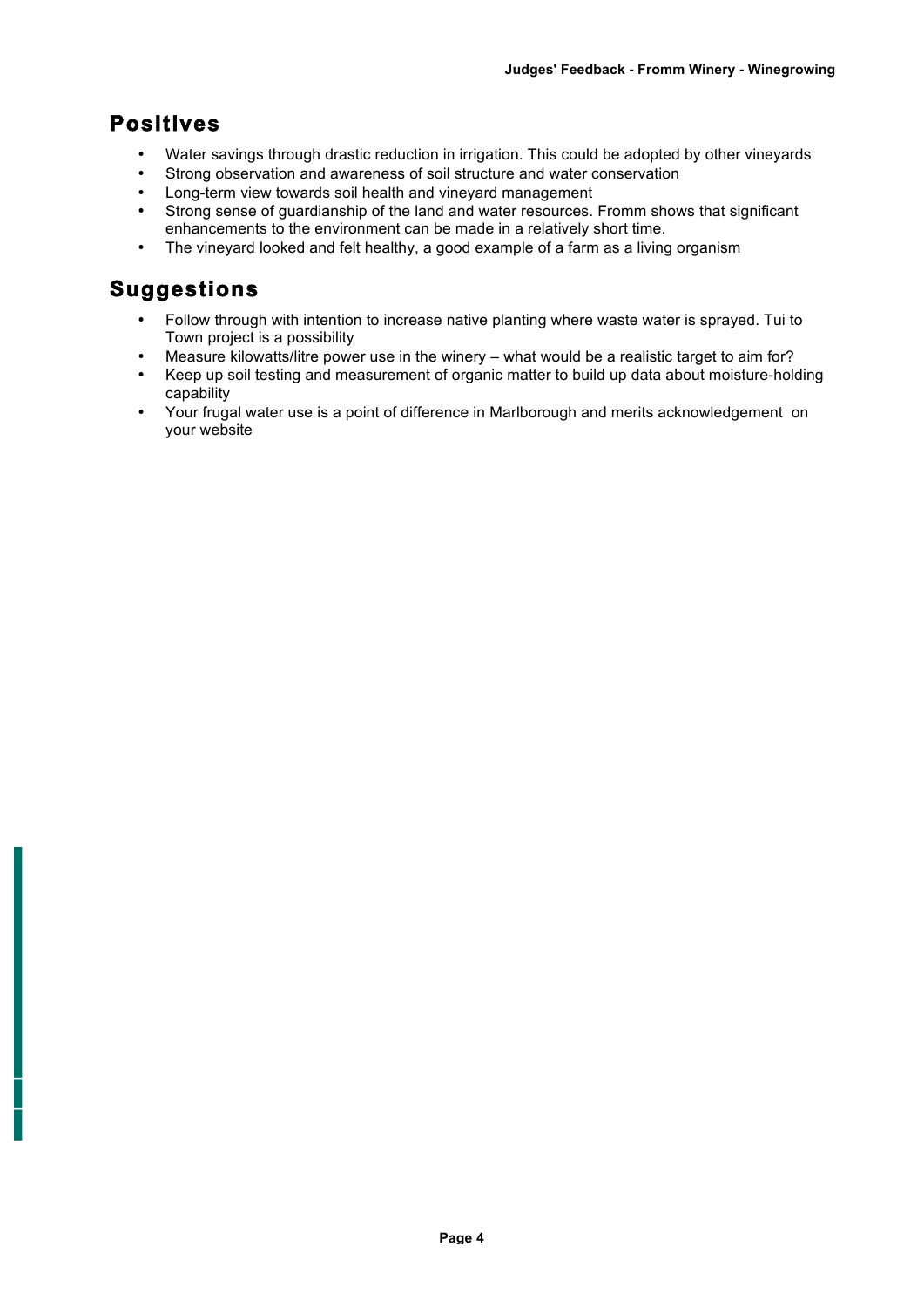## Positives

- Water savings through drastic reduction in irrigation. This could be adopted by other vineyards
- Strong observation and awareness of soil structure and water conservation
- Long-term view towards soil health and vineyard management
- Strong sense of guardianship of the land and water resources. Fromm shows that significant enhancements to the environment can be made in a relatively short time.
- The vineyard looked and felt healthy, a good example of a farm as a living organism

## Suggestions

- Follow through with intention to increase native planting where waste water is sprayed. Tui to Town project is a possibility
- Measure kilowatts/litre power use in the winery – what would be a realistic target to aim for?
- Keep up soil testing and measurement of organic matter to build up data about moisture-holding capability
- Your frugal water use is a point of difference in Marlborough and merits acknowledgement on your website